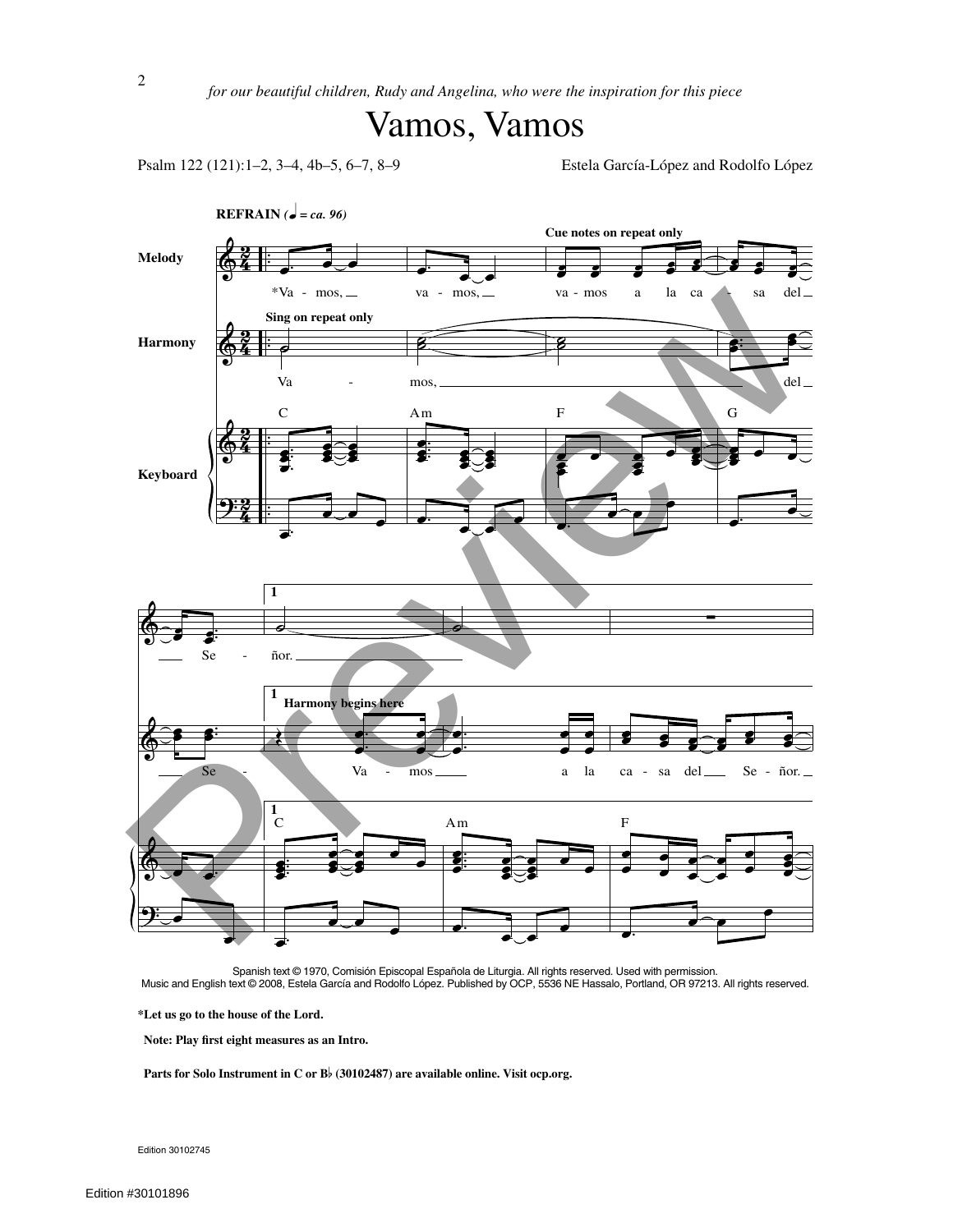*for our beautiful children, Rudy and Angelina, who were the inspiration for this piece*

# Vamos, Vamos

Psalm 122 (121):1–2, 3–4, 4b–5, 6–7, 8–9

Estela García-López and Rodolfo López

**REFRAIN** (♩ = ca. 96)

Spanish text © 1970, Comisión Episcopal Española de Liturgia. All rights reserved. Used with permission.
Music and English text © 2008, Estela García and Rodolfo López. Published by OCP, 5536 NE Hassalo, Portland, OR 97213. All rights reserved.

**\*Let us go to the house of the Lord.**

**Note: Play first eight measures as an Intro.**

**Parts for Solo Instrument in C or B♭ (30102487) are available online. Visit ocp.org.**

Edition 30102745

Edition #30101896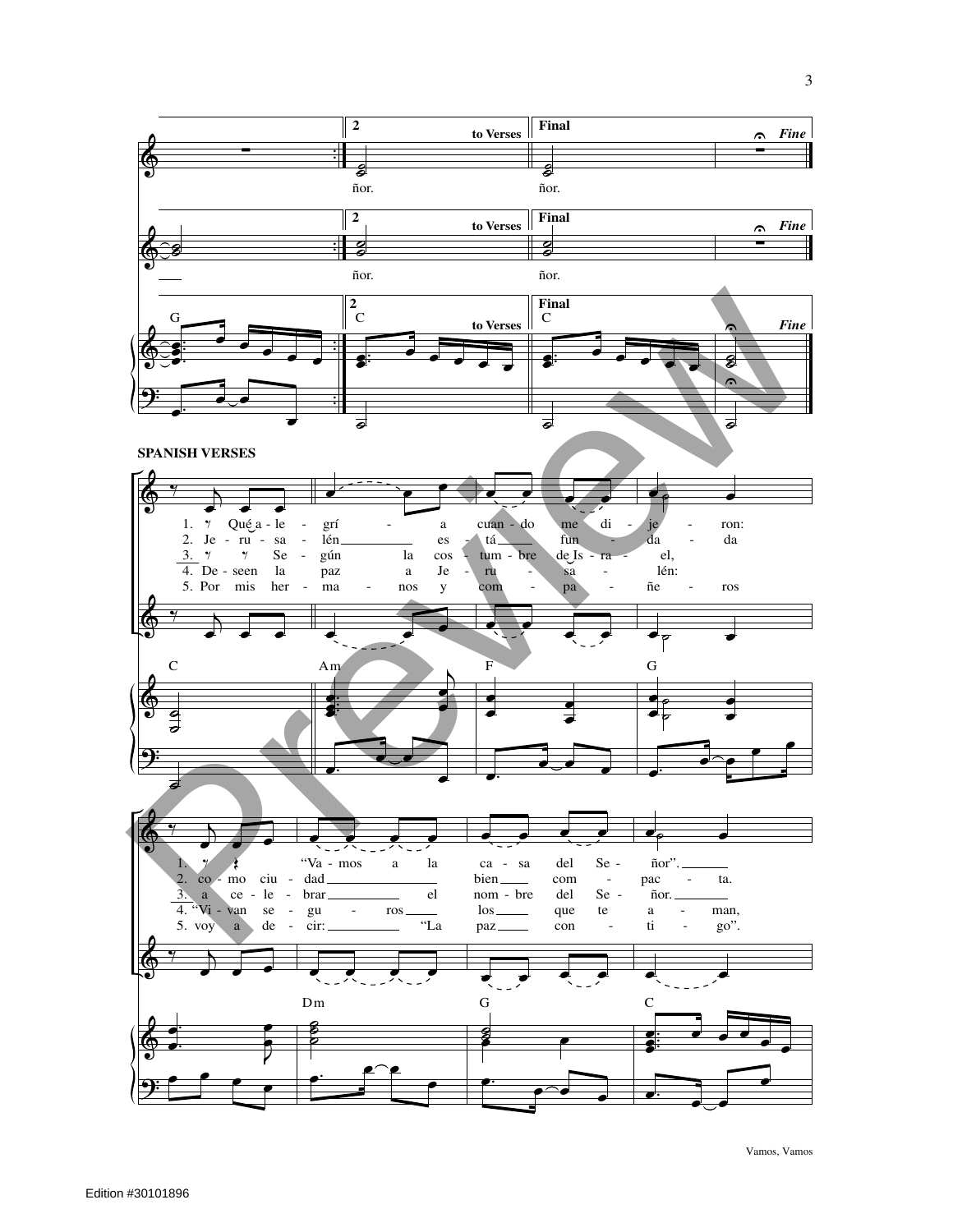**SPANISH VERSES**

1. Qué a - le - grí - a cuan - do me di - je - ron:
2. Je - ru - sa - lén es - tá fun - da - da
3. Se - gún la cos - tum - bre de Is - ra - el,
4. De - seen la paz a Je - ru - sa - lén:
5. Por mis her - ma - nos y com - pa - ñe - ros

1. "Va - mos a la ca - sa del Se - ñor".
2. co - mo ciu - dad bien com - pac - ta.
3. a ce - le - brar el nom - bre del Se - ñor.
4. "Vi - van se - gu - ros los que te a - man,
5. voy a de - cir: "La paz con - ti - go".

Vamos, Vamos

Edition #30101896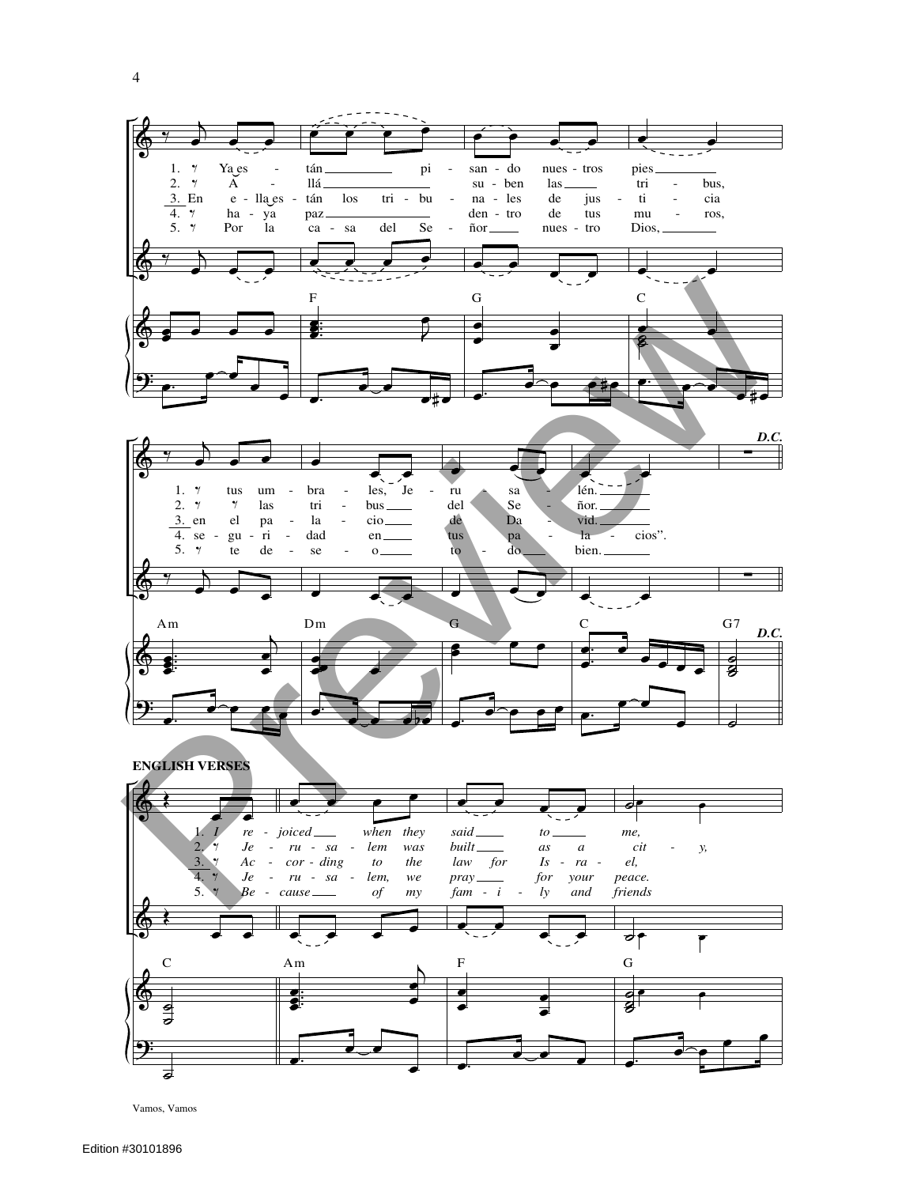1. Ya es - tán pi - san - do nues - tros pies
2. A - llá su - ben las tri - bus,
3. En e - lla es - tán los tri - bu - na - les de jus - ti - cia
4. ha - ya paz den - tro de tus mu - ros,
5. Por la ca - sa del Se - ñor nues - tro Dios,

F G C

1. tus um - bra - les, Je - ru - sa - lén.
2. las tri - bus del Se - ñor.
3. en el pa - la - cio de Da - vid.
4. se - gu - ri - dad en tus pa - la - cios".
5. te de - se - o to - do bien.

*D.C.*

Am Dm G C G7 *D.C.*

**ENGLISH VERSES**

1. *I re - joiced when they said to me,*
2. *Je - ru - sa - lem was built as a cit - y,*
3. *Ac - cor - ding to the law for Is - ra - el,*
4. *Je - ru - sa - lem, we pray for your peace.*
5. *Be - cause of my fam - i - ly and friends*

C Am F G

Vamos, Vamos

Edition #30101896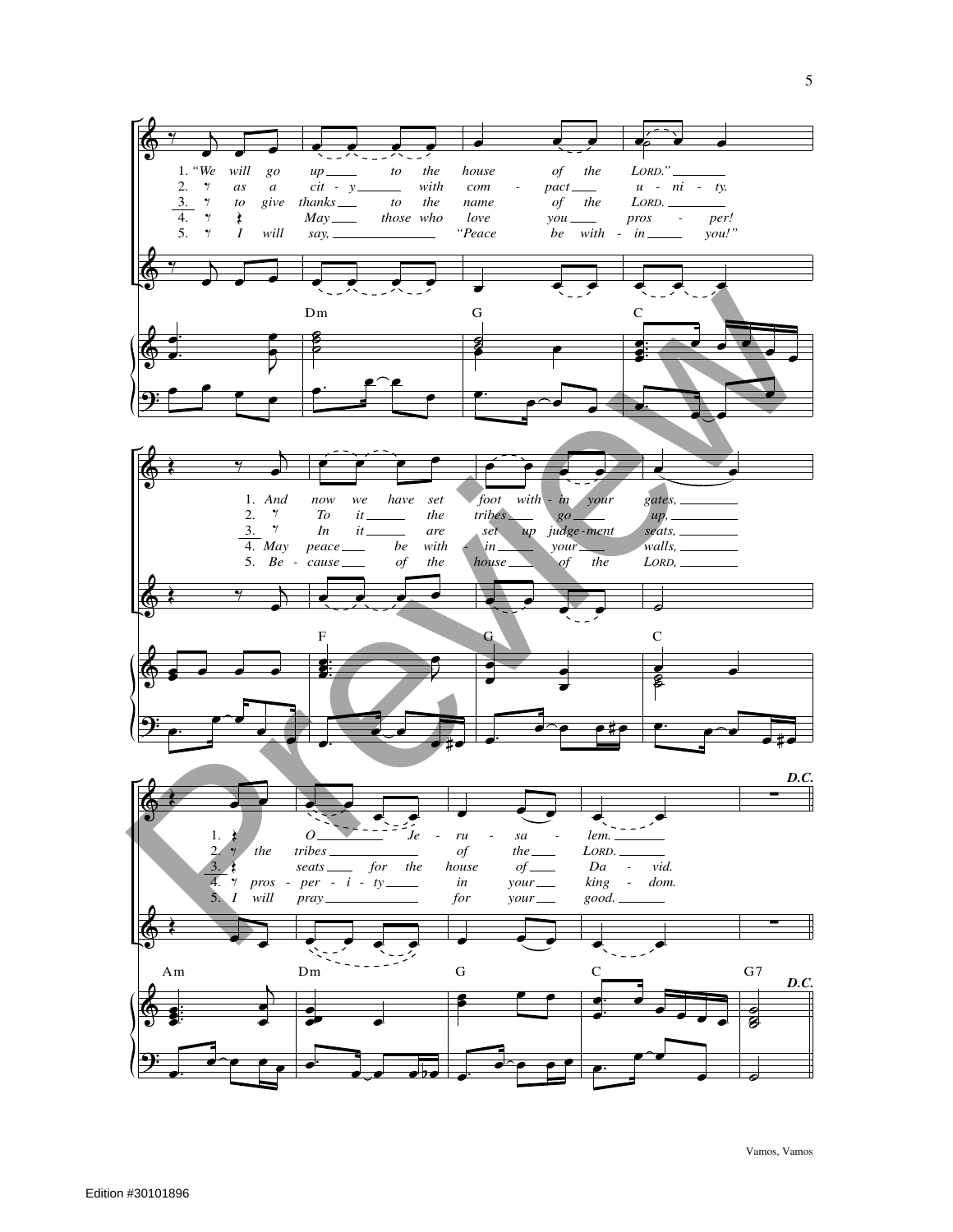1. *"We will go up to the house of the LORD."*
2. *as a city with compact unity.*
3. *to give thanks to the name of the LORD.*
4. *May those who love you prosper!*
5. *I will say, "Peace be within you!"*

Dm G C

1. *And now we have set foot within your gates,*
2. *To it the tribes go up,*
3. *In it are set up judgement seats,*
4. *May peace be within your walls,*
5. *Because of the house of the LORD,*

F G C

1. *O Jerusalem.*
2. *the tribes of the LORD.*
3. *seats for the house of David.*
4. *prosperity in your kingdom.*
5. *I will pray for your good.*

***D.C.***

Am Dm G C G7

***D.C.***

Vamos, Vamos

Edition #30101896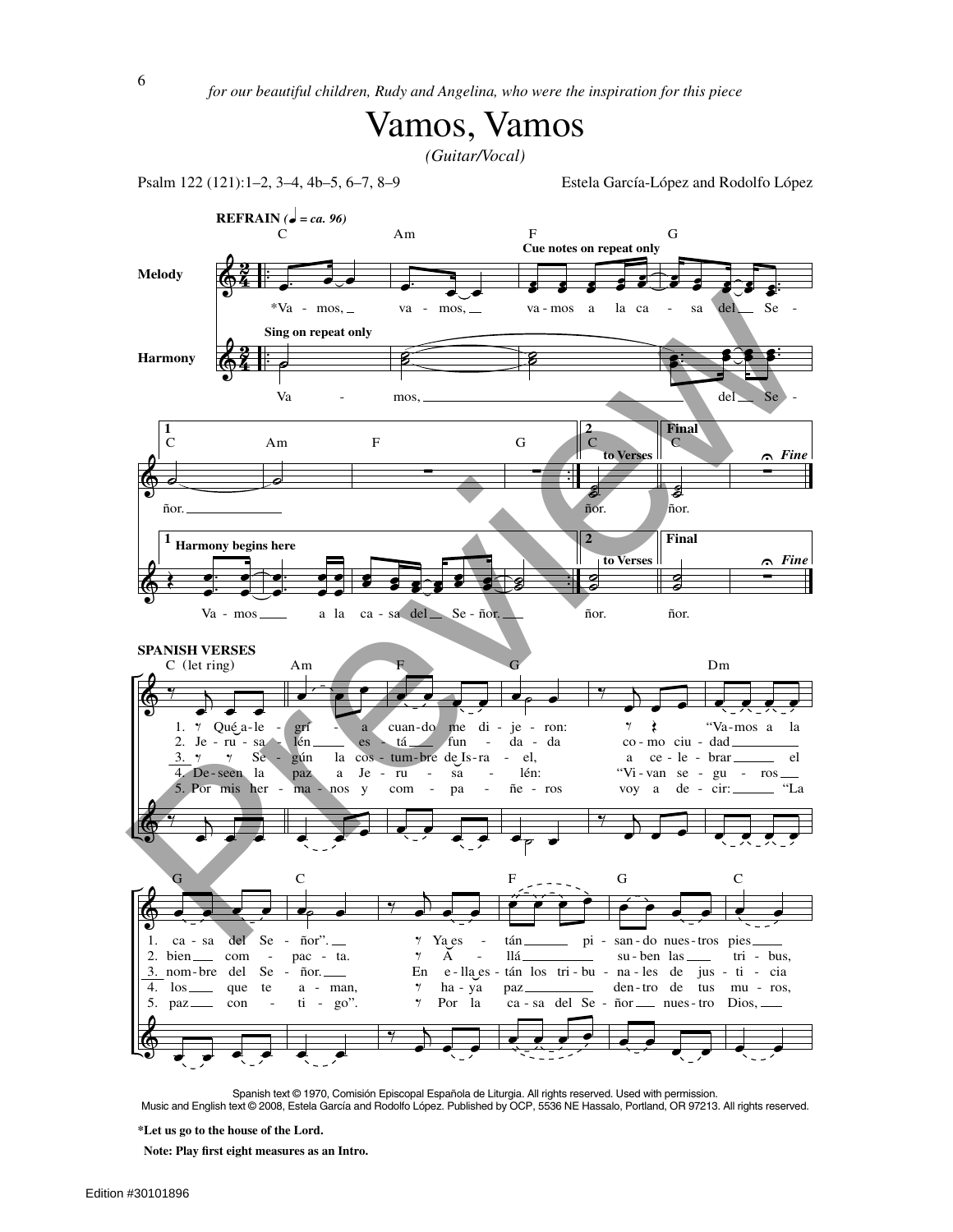*for our beautiful children, Rudy and Angelina, who were the inspiration for this piece*

# Vamos, Vamos

*(Guitar/Vocal)*

Psalm 122 (121):1–2, 3–4, 4b–5, 6–7, 8–9

Estela García-López and Rodolfo López

**REFRAIN** (♩ = ca. 96)

Melody: *Va - mos, va - mos, va - mos a la ca - sa del Se - ñor.

Harmony (Sing on repeat only): Va - mos, del Se - ñor.

Harmony begins here: Va - mos a la ca - sa del Se - ñor.

**SPANISH VERSES**

1. Qué a - le - grí - a cuan - do me di - je - ron: "Va - mos a la ca - sa del Se - ñor". Ya es - tán pi - san - do nues - tros pies
2. Je - ru - sa - lén es - tá fun - da - da co - mo ciu - dad bien com - pac - ta. A - llá su - ben las tri - bus,
3. Se - gún la cos - tum - bre de Is - ra - el, a ce - le - brar el nom - bre del Se - ñor. En e - lla es - tán los tri - bu - na - les de jus - ti - cia
4. De - seen la paz a Je - ru - sa - lén: "Vi - van se - gu - ros los que te a - man, ha - ya paz den - tro de tus mu - ros,
5. Por mis her - ma - nos y com - pa - ñe - ros voy a de - cir: "La paz con - ti - go". Por la ca - sa del Se - ñor nues - tro Dios,

Spanish text © 1970, Comisión Episcopal Española de Liturgia. All rights reserved. Used with permission.
Music and English text © 2008, Estela García and Rodolfo López. Published by OCP, 5536 NE Hassalo, Portland, OR 97213. All rights reserved.

**\*Let us go to the house of the Lord.**

**Note: Play first eight measures as an Intro.**

Edition #30101896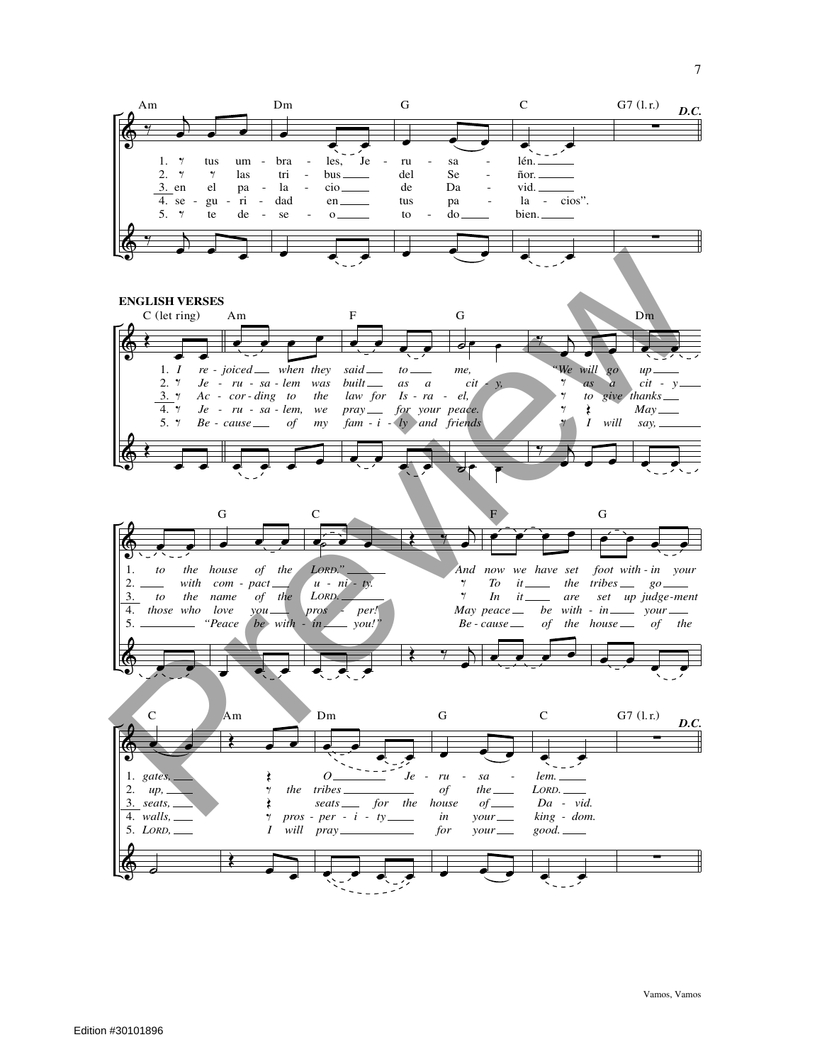Am Dm G C G7 (l.r.) *D.C.*

1. tus um - bra - les, Je - ru - sa - lén.
2. las tri - bus del Se - ñor.
3. en el pa - la - cio de Da - vid.
4. se - gu - ri - dad en tus pa - la - cios".
5. te de - se - o to - do bien.

**ENGLISH VERSES**

C (let ring) Am F G Dm

1. *I re - joiced when they said to me, "We will go up*
2. *Je - ru - sa - lem was built as a cit - y, as a cit - y*
3. *Ac - cor - ding to the law for Is - ra - el, to give thanks*
4. *Je - ru - sa - lem, we pray for your peace. May*
5. *Be - cause of my fam - i - ly and friends I will say,*

G C F G

1. *to the house of the LORD." And now we have set foot with - in your*
2. *with com - pact u - ni - ty. To it the tribes go*
3. *to the name of the LORD. In it are set up judge - ment*
4. *those who love you pros - per! May peace be with - in your*
5. *"Peace be with - in you!" Be - cause of the house of the*

C Am Dm G C G7 (l.r.) *D.C.*

1. *gates, O Je - ru - sa - lem.*
2. *up, the tribes of the LORD.*
3. *seats, seats for the house of Da - vid.*
4. *walls, pros - per - i - ty in your king - dom.*
5. *LORD, I will pray for your good.*

Vamos, Vamos

Edition #30101896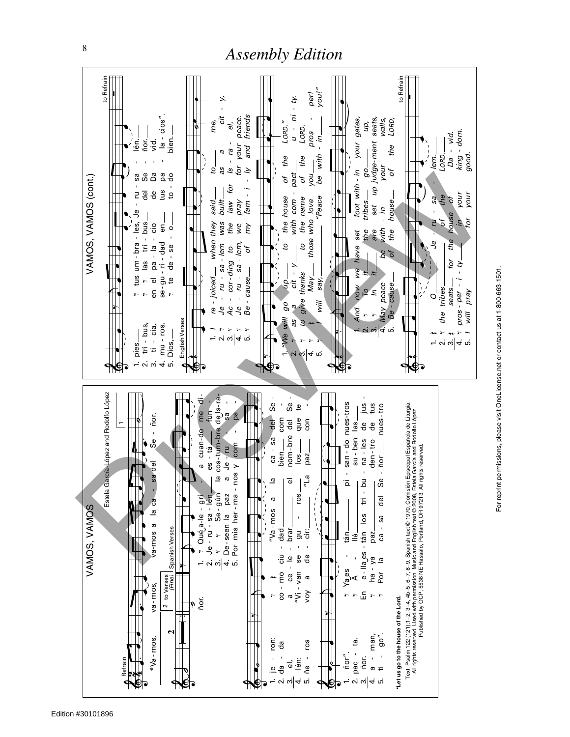## Assembly Edition

# VAMOS, VAMOS

Estela García-López and Rodolfo López

**Refrain**

*Va - mos, va - mos, va - mos a la ca - sa del Se - ñor.

1 | 2 to Verses (Fine)

**Spanish Verses**

1. Qué a-le - grí - a cuan-do me di - je - ron: co - mo ciu - dad "Va-mos a la ca - sa del Se - ñor". Ya es - tán pi - san - do nues-tros pies tus um - bra - les, Je - ru - sa - lén.
2. Je - ru - sa - lén es - tá fun - da - da a - ce - le - brar el nom-bre del Se - ñor. A - llá su - ben las tri - bus, las tri - bus del Se - ñor.
3. Se - gún la cos-tum-bre de Is - ra - el, a ce - le - brar el nom-bre del Se - ñor. En e - llas es - tán los tri - bu - na - les de jus - ti - cia, en el pa - la - cio de Da - vid.
4. De - seen la paz a Je - ru - sa - lén: "Vi - van se - gu - ros los que te a - man, ha - ya paz den - tro de tus mu - ros, se - gu - ri - dad en tus pa - la - cios".
5. Por mis her - ma - nos y com - pa - ñe - ros voy a de - cir: "La paz con - ti - go". Por la ca - sa del Se - ñor nues - tro Dios, te de - se - o to - do bien.

*Let us go to the house of the Lord.

Text: Psalm 122 (121):1–2, 3–4, 4b–5, 6–7, 8–9. Spanish text © 1970, Comisión Episcopal Española de Liturgia. All rights reserved. Used with permission. Music and English text © 2008, Estela García and Rodolfo López. Published by OCP, 5536 NE Hassalo, Portland, OR 97213. All rights reserved.

# VAMOS, VAMOS (cont.)

to Refrain

**English Verses**

1. I re - joiced when they said to me, "We will go up to the house of the LORD." And now we have set foot with - in your gates, O Je - ru - sa - lem.
2. Je - ru - sa - lem was built as a cit - y with com - pact u - ni - ty. To it the tribes go up, the tribes of the LORD.
3. Ac - cor - ding to the law for Is - ra - el, to give thanks to the name of the LORD. In it are set up judg - ment seats, seats for the house of Da - vid.
4. Je - ru - sa - lem, we pray for your peace. May those who love you pros - per! May peace be with - in your walls, pros - per - i - ty in your king - dom.
5. Be - cause of my fam - i - ly and friends I will say, "Peace be with you!" Be - cause of the house of the LORD, I will pray for your good.

to Refrain

For reprint permissions, please visit OneLicense.net or contact us at 1-800-663-1501.

Edition #30101896